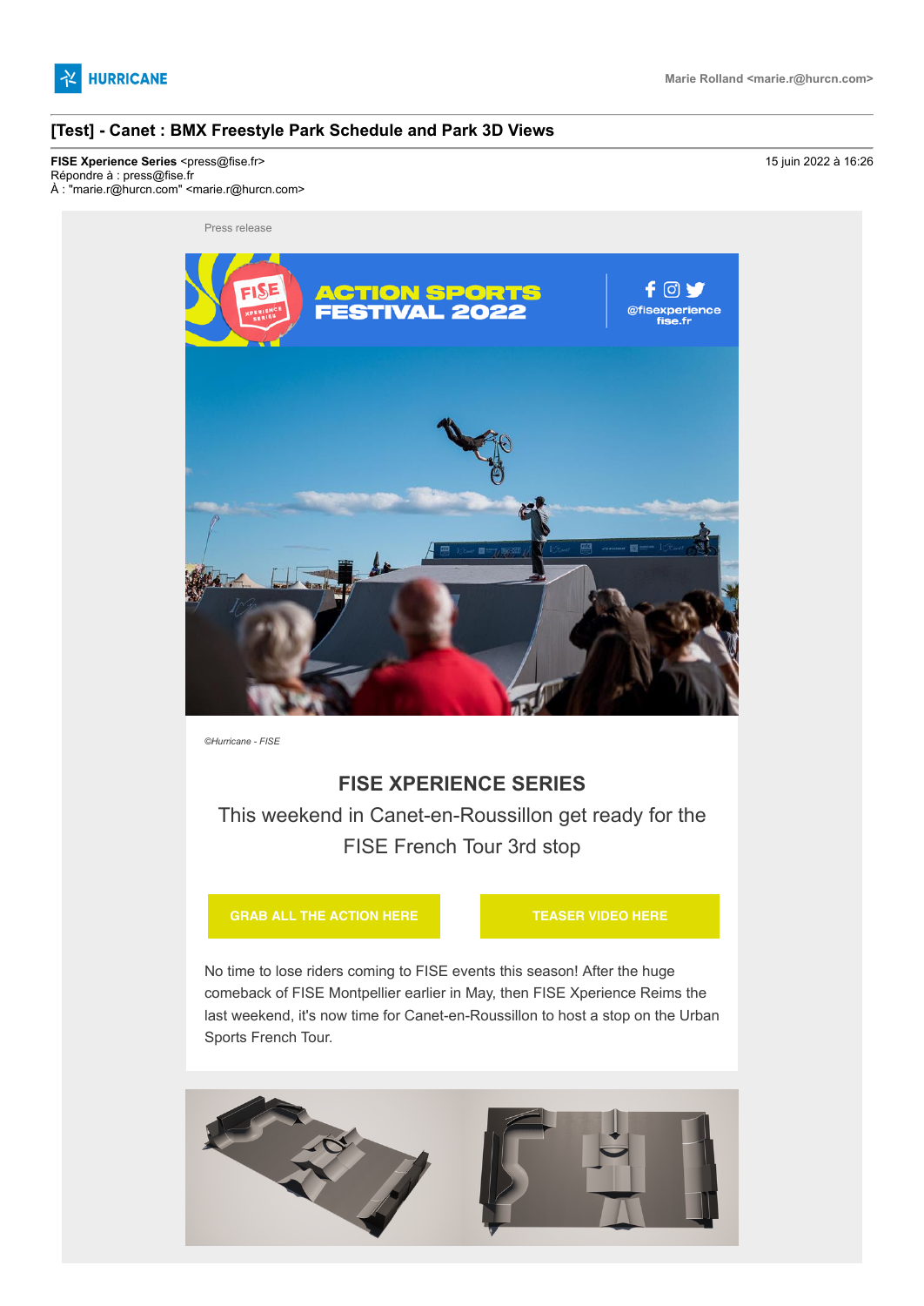HURRICANE

Marie Rolland <marie.r@hurcn.com>

# [Test] - Canet : BMX Freestyle Park Schedule and Park 3D Views

**FISE Xperience Series** <press@fise.fr>
Répondre à : press@fise.fr
À : "marie.r@hurcn.com" <marie.r@hurcn.com>

15 juin 2022 à 16:26

Press release

*©Hurricane - FISE*

## FISE XPERIENCE SERIES

This weekend in Canet-en-Roussillon get ready for the FISE French Tour 3rd stop

GRAB ALL THE ACTION HERE

TEASER VIDEO HERE

No time to lose riders coming to FISE events this season! After the huge comeback of FISE Montpellier earlier in May, then FISE Xperience Reims the last weekend, it's now time for Canet-en-Roussillon to host a stop on the Urban Sports French Tour.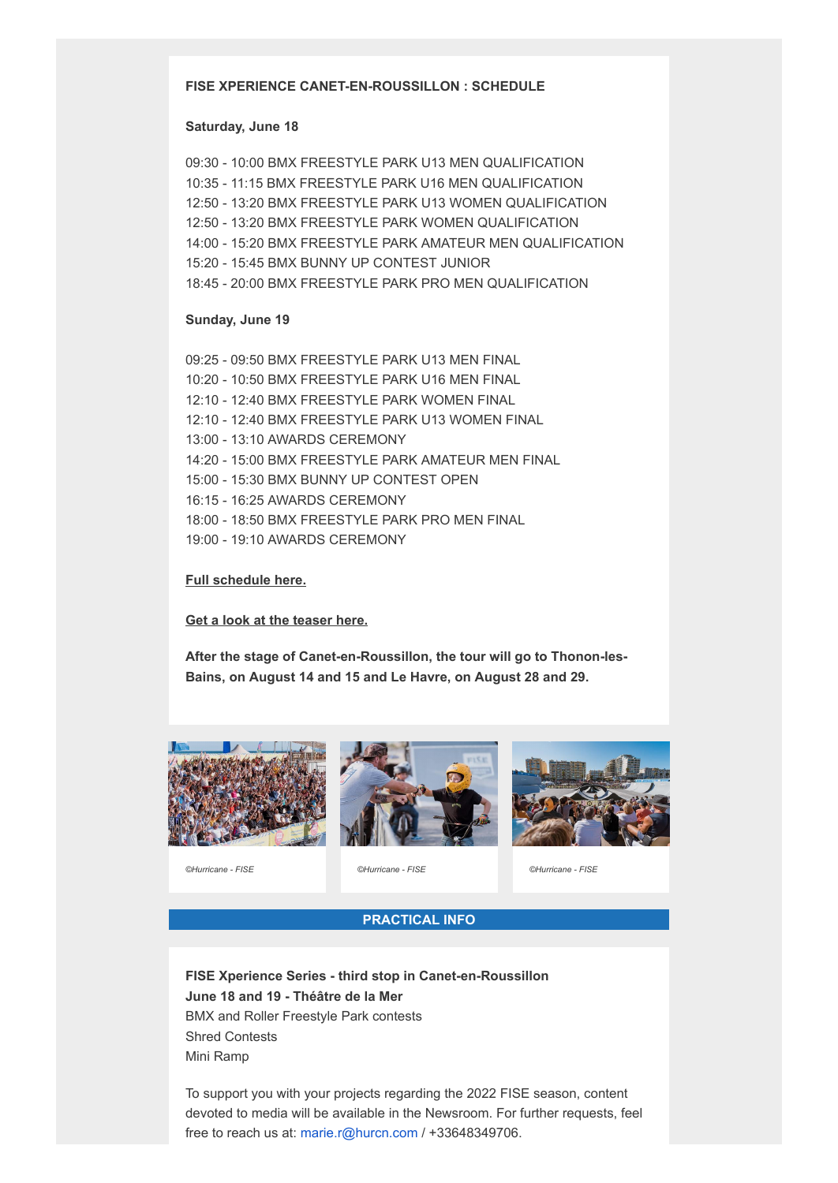**FISE XPERIENCE CANET-EN-ROUSSILLON : SCHEDULE**

**Saturday, June 18**

09:30 - 10:00 BMX FREESTYLE PARK U13 MEN QUALIFICATION
10:35 - 11:15 BMX FREESTYLE PARK U16 MEN QUALIFICATION
12:50 - 13:20 BMX FREESTYLE PARK U13 WOMEN QUALIFICATION
12:50 - 13:20 BMX FREESTYLE PARK WOMEN QUALIFICATION
14:00 - 15:20 BMX FREESTYLE PARK AMATEUR MEN QUALIFICATION
15:20 - 15:45 BMX BUNNY UP CONTEST JUNIOR
18:45 - 20:00 BMX FREESTYLE PARK PRO MEN QUALIFICATION

**Sunday, June 19**

09:25 - 09:50 BMX FREESTYLE PARK U13 MEN FINAL
10:20 - 10:50 BMX FREESTYLE PARK U16 MEN FINAL
12:10 - 12:40 BMX FREESTYLE PARK WOMEN FINAL
12:10 - 12:40 BMX FREESTYLE PARK U13 WOMEN FINAL
13:00 - 13:10 AWARDS CEREMONY
14:20 - 15:00 BMX FREESTYLE PARK AMATEUR MEN FINAL
15:00 - 15:30 BMX BUNNY UP CONTEST OPEN
16:15 - 16:25 AWARDS CEREMONY
18:00 - 18:50 BMX FREESTYLE PARK PRO MEN FINAL
19:00 - 19:10 AWARDS CEREMONY

**Full schedule here.**

**Get a look at the teaser here.**

**After the stage of Canet-en-Roussillon, the tour will go to Thonon-les-Bains, on August 14 and 15 and Le Havre, on August 28 and 29.**

*©Hurricane - FISE*

*©Hurricane - FISE*

*©Hurricane - FISE*

## PRACTICAL INFO

**FISE Xperience Series - third stop in Canet-en-Roussillon**
**June 18 and 19 - Théâtre de la Mer**
BMX and Roller Freestyle Park contests
Shred Contests
Mini Ramp

To support you with your projects regarding the 2022 FISE season, content devoted to media will be available in the Newsroom. For further requests, feel free to reach us at: marie.r@hurcn.com / +33648349706.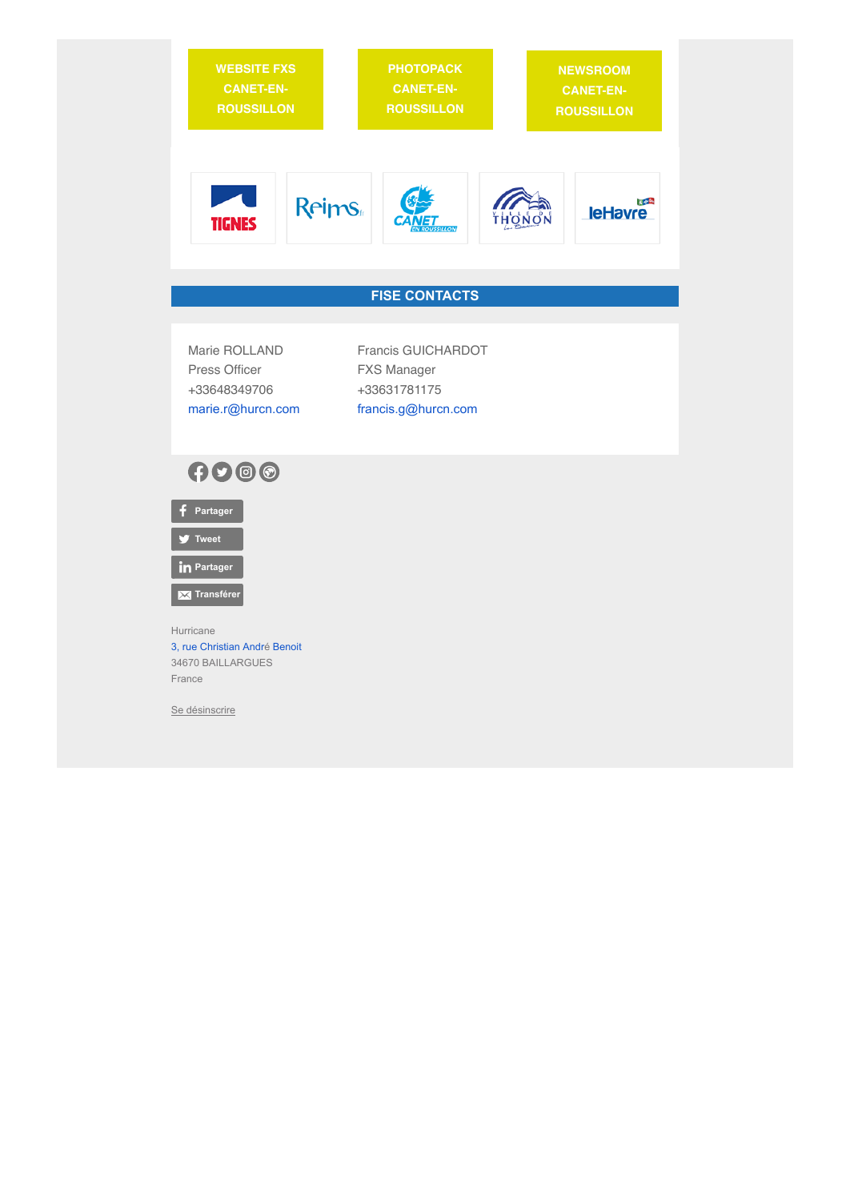WEBSITE FXS CANET-EN-ROUSSILLON

PHOTOPACK CANET-EN-ROUSSILLON

NEWSROOM CANET-EN-ROUSSILLON

## FISE CONTACTS

Marie ROLLAND
Press Officer
+33648349706
marie.r@hurcn.com

Francis GUICHARDOT
FXS Manager
+33631781175
francis.g@hurcn.com

Partager

Tweet

Partager

Transférer

Hurricane
3, rue Christian André Benoit
34670 BAILLARGUES
France

Se désinscrire